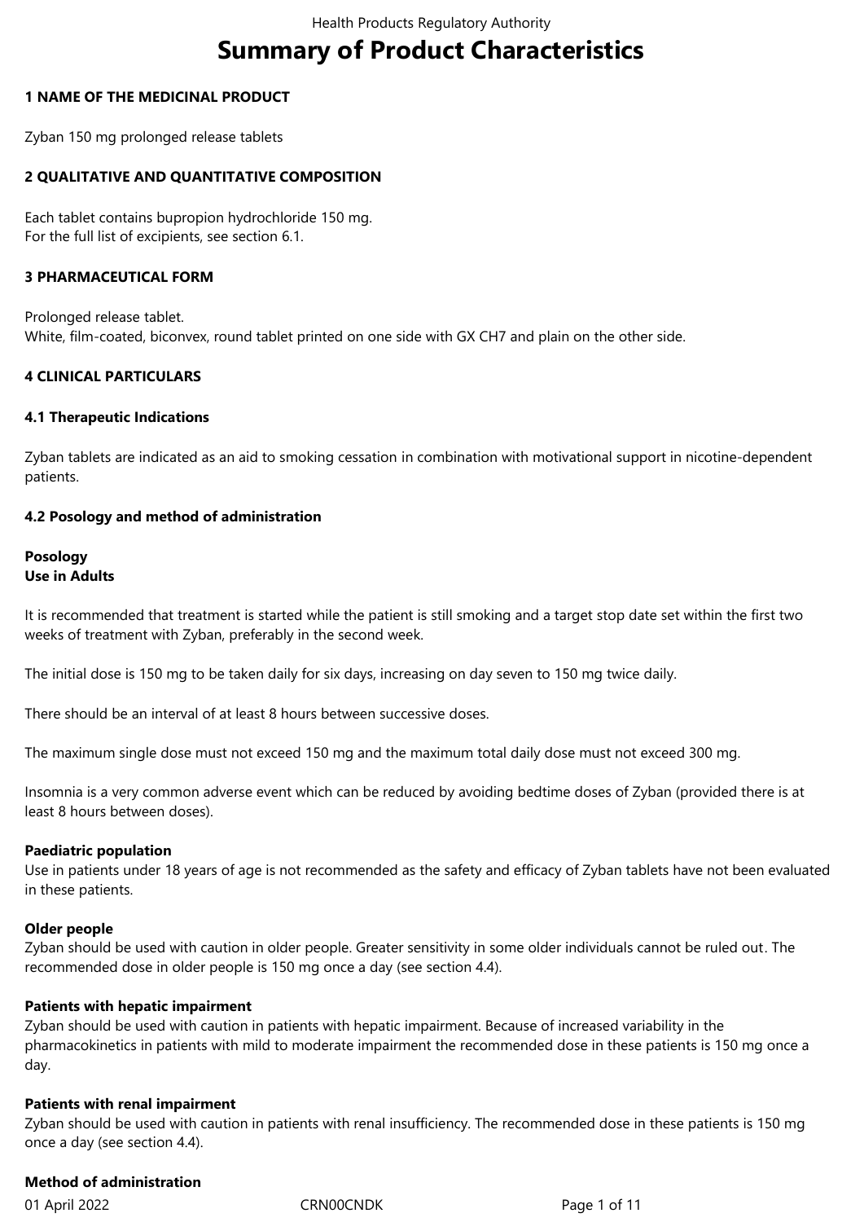# Summary of Product Characteristics

## 1 NAME OF THE MEDICINAL PRODUCT

Zyban 150 mg prolonged release tablets

## 2 QUALITATIVE AND QUANTITATIVE COMPOSITION

Each tablet contains bupropion hydrochloride 150 mg.
For the full list of excipients, see section 6.1.

## 3 PHARMACEUTICAL FORM

Prolonged release tablet.
White, film-coated, biconvex, round tablet printed on one side with GX CH7 and plain on the other side.

## 4 CLINICAL PARTICULARS

### 4.1 Therapeutic Indications

Zyban tablets are indicated as an aid to smoking cessation in combination with motivational support in nicotine-dependent patients.

### 4.2 Posology and method of administration

**Posology**
**Use in Adults**

It is recommended that treatment is started while the patient is still smoking and a target stop date set within the first two weeks of treatment with Zyban, preferably in the second week.

The initial dose is 150 mg to be taken daily for six days, increasing on day seven to 150 mg twice daily.

There should be an interval of at least 8 hours between successive doses.

The maximum single dose must not exceed 150 mg and the maximum total daily dose must not exceed 300 mg.

Insomnia is a very common adverse event which can be reduced by avoiding bedtime doses of Zyban (provided there is at least 8 hours between doses).

**Paediatric population**
Use in patients under 18 years of age is not recommended as the safety and efficacy of Zyban tablets have not been evaluated in these patients.

**Older people**
Zyban should be used with caution in older people. Greater sensitivity in some older individuals cannot be ruled out. The recommended dose in older people is 150 mg once a day (see section 4.4).

**Patients with hepatic impairment**
Zyban should be used with caution in patients with hepatic impairment. Because of increased variability in the pharmacokinetics in patients with mild to moderate impairment the recommended dose in these patients is 150 mg once a day.

**Patients with renal impairment**
Zyban should be used with caution in patients with renal insufficiency. The recommended dose in these patients is 150 mg once a day (see section 4.4).

**Method of administration**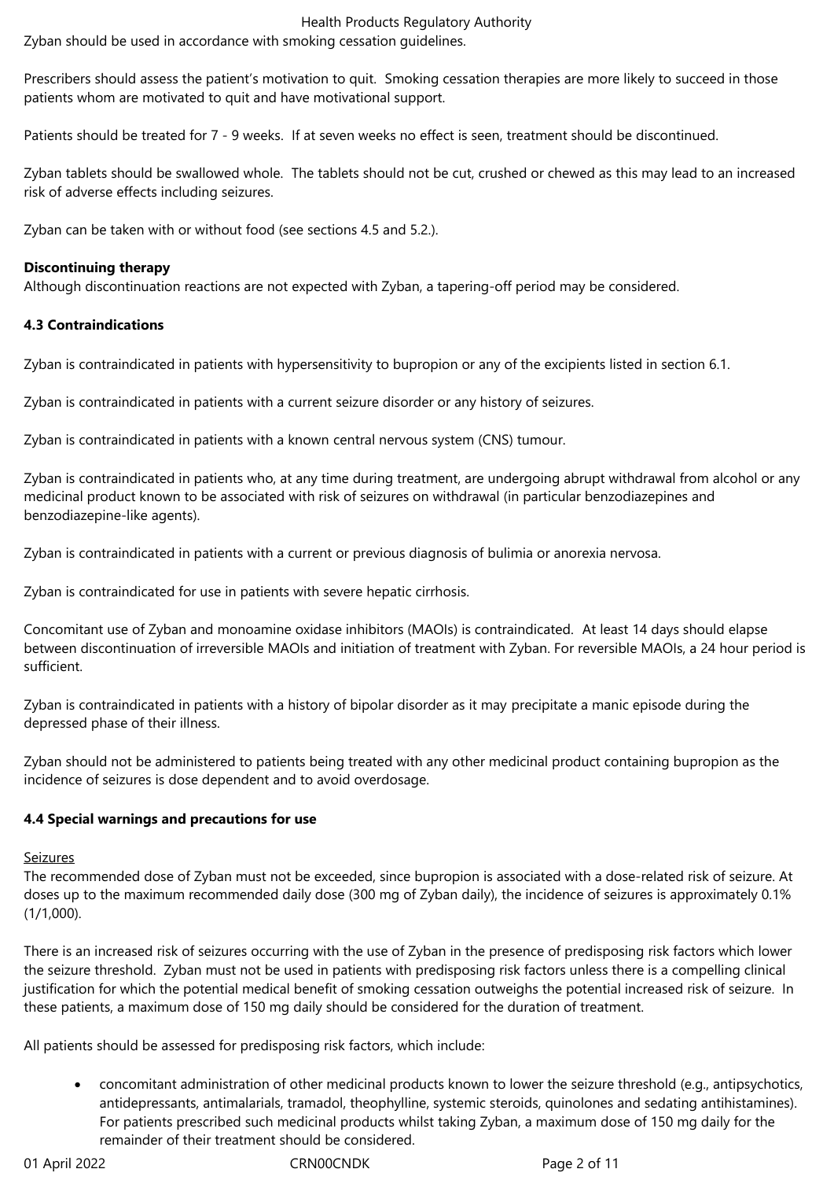Zyban should be used in accordance with smoking cessation guidelines.

Prescribers should assess the patient's motivation to quit. Smoking cessation therapies are more likely to succeed in those patients whom are motivated to quit and have motivational support.

Patients should be treated for 7 - 9 weeks. If at seven weeks no effect is seen, treatment should be discontinued.

Zyban tablets should be swallowed whole. The tablets should not be cut, crushed or chewed as this may lead to an increased risk of adverse effects including seizures.

Zyban can be taken with or without food (see sections 4.5 and 5.2.).

**Discontinuing therapy**
Although discontinuation reactions are not expected with Zyban, a tapering-off period may be considered.

### 4.3 Contraindications

Zyban is contraindicated in patients with hypersensitivity to bupropion or any of the excipients listed in section 6.1.

Zyban is contraindicated in patients with a current seizure disorder or any history of seizures.

Zyban is contraindicated in patients with a known central nervous system (CNS) tumour.

Zyban is contraindicated in patients who, at any time during treatment, are undergoing abrupt withdrawal from alcohol or any medicinal product known to be associated with risk of seizures on withdrawal (in particular benzodiazepines and benzodiazepine-like agents).

Zyban is contraindicated in patients with a current or previous diagnosis of bulimia or anorexia nervosa.

Zyban is contraindicated for use in patients with severe hepatic cirrhosis.

Concomitant use of Zyban and monoamine oxidase inhibitors (MAOIs) is contraindicated. At least 14 days should elapse between discontinuation of irreversible MAOIs and initiation of treatment with Zyban. For reversible MAOIs, a 24 hour period is sufficient.

Zyban is contraindicated in patients with a history of bipolar disorder as it may precipitate a manic episode during the depressed phase of their illness.

Zyban should not be administered to patients being treated with any other medicinal product containing bupropion as the incidence of seizures is dose dependent and to avoid overdosage.

### 4.4 Special warnings and precautions for use

Seizures
The recommended dose of Zyban must not be exceeded, since bupropion is associated with a dose-related risk of seizure. At doses up to the maximum recommended daily dose (300 mg of Zyban daily), the incidence of seizures is approximately 0.1% (1/1,000).

There is an increased risk of seizures occurring with the use of Zyban in the presence of predisposing risk factors which lower the seizure threshold. Zyban must not be used in patients with predisposing risk factors unless there is a compelling clinical justification for which the potential medical benefit of smoking cessation outweighs the potential increased risk of seizure. In these patients, a maximum dose of 150 mg daily should be considered for the duration of treatment.

All patients should be assessed for predisposing risk factors, which include:

- concomitant administration of other medicinal products known to lower the seizure threshold (e.g., antipsychotics, antidepressants, antimalarials, tramadol, theophylline, systemic steroids, quinolones and sedating antihistamines). For patients prescribed such medicinal products whilst taking Zyban, a maximum dose of 150 mg daily for the remainder of their treatment should be considered.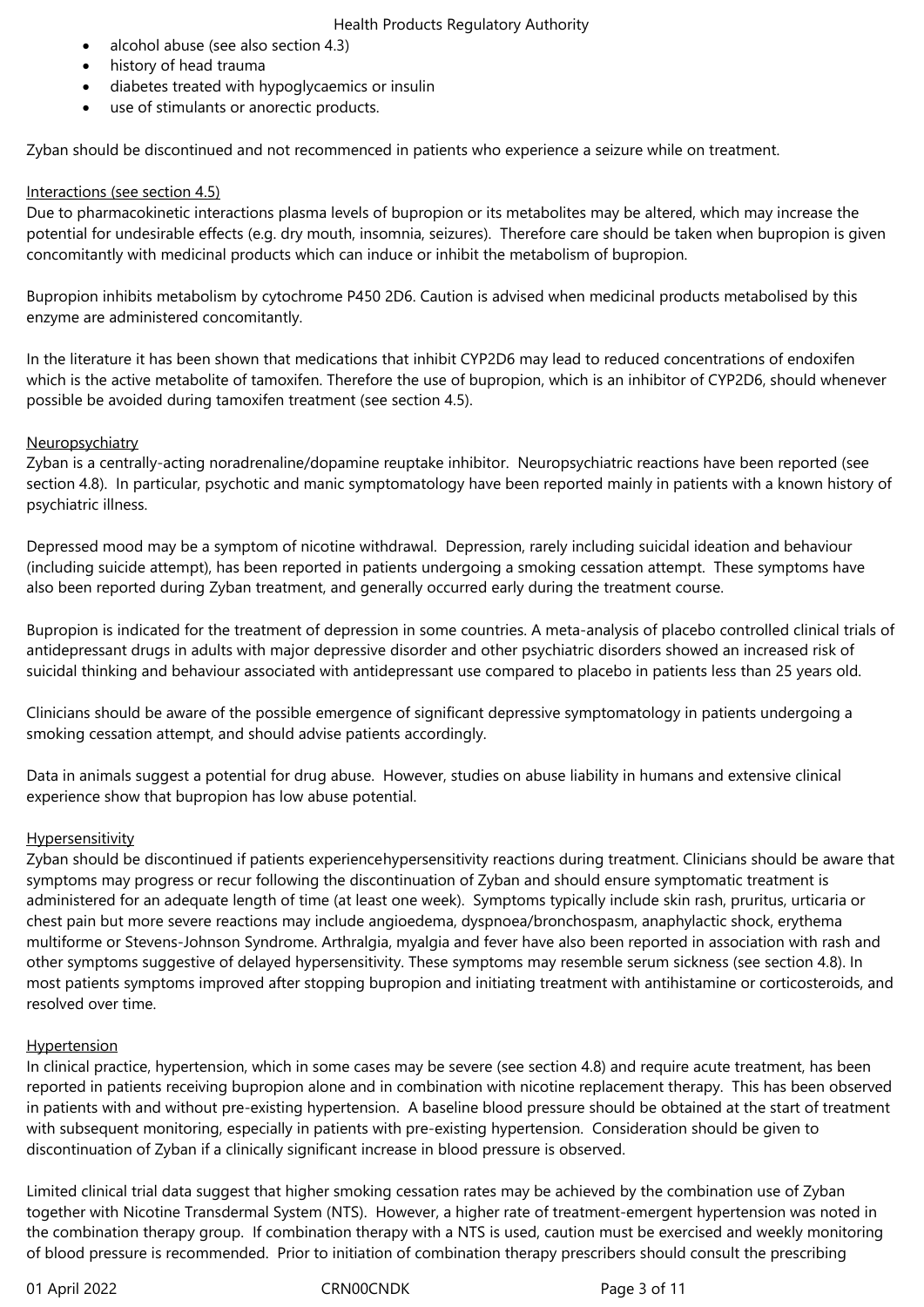- alcohol abuse (see also section 4.3)
- history of head trauma
- diabetes treated with hypoglycaemics or insulin
- use of stimulants or anorectic products.

Zyban should be discontinued and not recommenced in patients who experience a seizure while on treatment.

Interactions (see section 4.5)

Due to pharmacokinetic interactions plasma levels of bupropion or its metabolites may be altered, which may increase the potential for undesirable effects (e.g. dry mouth, insomnia, seizures). Therefore care should be taken when bupropion is given concomitantly with medicinal products which can induce or inhibit the metabolism of bupropion.

Bupropion inhibits metabolism by cytochrome P450 2D6. Caution is advised when medicinal products metabolised by this enzyme are administered concomitantly.

In the literature it has been shown that medications that inhibit CYP2D6 may lead to reduced concentrations of endoxifen which is the active metabolite of tamoxifen. Therefore the use of bupropion, which is an inhibitor of CYP2D6, should whenever possible be avoided during tamoxifen treatment (see section 4.5).

Neuropsychiatry

Zyban is a centrally-acting noradrenaline/dopamine reuptake inhibitor. Neuropsychiatric reactions have been reported (see section 4.8). In particular, psychotic and manic symptomatology have been reported mainly in patients with a known history of psychiatric illness.

Depressed mood may be a symptom of nicotine withdrawal. Depression, rarely including suicidal ideation and behaviour (including suicide attempt), has been reported in patients undergoing a smoking cessation attempt. These symptoms have also been reported during Zyban treatment, and generally occurred early during the treatment course.

Bupropion is indicated for the treatment of depression in some countries. A meta-analysis of placebo controlled clinical trials of antidepressant drugs in adults with major depressive disorder and other psychiatric disorders showed an increased risk of suicidal thinking and behaviour associated with antidepressant use compared to placebo in patients less than 25 years old.

Clinicians should be aware of the possible emergence of significant depressive symptomatology in patients undergoing a smoking cessation attempt, and should advise patients accordingly.

Data in animals suggest a potential for drug abuse. However, studies on abuse liability in humans and extensive clinical experience show that bupropion has low abuse potential.

Hypersensitivity

Zyban should be discontinued if patients experiencehypersensitivity reactions during treatment. Clinicians should be aware that symptoms may progress or recur following the discontinuation of Zyban and should ensure symptomatic treatment is administered for an adequate length of time (at least one week). Symptoms typically include skin rash, pruritus, urticaria or chest pain but more severe reactions may include angioedema, dyspnoea/bronchospasm, anaphylactic shock, erythema multiforme or Stevens-Johnson Syndrome. Arthralgia, myalgia and fever have also been reported in association with rash and other symptoms suggestive of delayed hypersensitivity. These symptoms may resemble serum sickness (see section 4.8). In most patients symptoms improved after stopping bupropion and initiating treatment with antihistamine or corticosteroids, and resolved over time.

Hypertension

In clinical practice, hypertension, which in some cases may be severe (see section 4.8) and require acute treatment, has been reported in patients receiving bupropion alone and in combination with nicotine replacement therapy. This has been observed in patients with and without pre-existing hypertension. A baseline blood pressure should be obtained at the start of treatment with subsequent monitoring, especially in patients with pre-existing hypertension. Consideration should be given to discontinuation of Zyban if a clinically significant increase in blood pressure is observed.

Limited clinical trial data suggest that higher smoking cessation rates may be achieved by the combination use of Zyban together with Nicotine Transdermal System (NTS). However, a higher rate of treatment-emergent hypertension was noted in the combination therapy group. If combination therapy with a NTS is used, caution must be exercised and weekly monitoring of blood pressure is recommended. Prior to initiation of combination therapy prescribers should consult the prescribing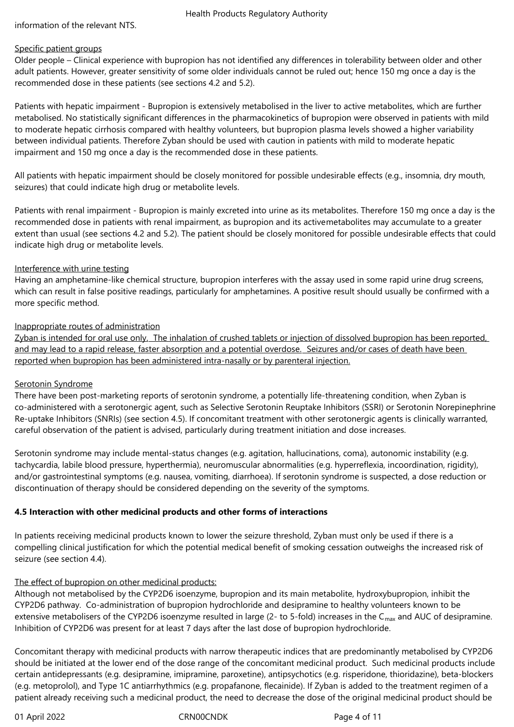information of the relevant NTS.

Specific patient groups

Older people – Clinical experience with bupropion has not identified any differences in tolerability between older and other adult patients. However, greater sensitivity of some older individuals cannot be ruled out; hence 150 mg once a day is the recommended dose in these patients (see sections 4.2 and 5.2).

Patients with hepatic impairment - Bupropion is extensively metabolised in the liver to active metabolites, which are further metabolised. No statistically significant differences in the pharmacokinetics of bupropion were observed in patients with mild to moderate hepatic cirrhosis compared with healthy volunteers, but bupropion plasma levels showed a higher variability between individual patients. Therefore Zyban should be used with caution in patients with mild to moderate hepatic impairment and 150 mg once a day is the recommended dose in these patients.

All patients with hepatic impairment should be closely monitored for possible undesirable effects (e.g., insomnia, dry mouth, seizures) that could indicate high drug or metabolite levels.

Patients with renal impairment - Bupropion is mainly excreted into urine as its metabolites. Therefore 150 mg once a day is the recommended dose in patients with renal impairment, as bupropion and its activemetabolites may accumulate to a greater extent than usual (see sections 4.2 and 5.2). The patient should be closely monitored for possible undesirable effects that could indicate high drug or metabolite levels.

Interference with urine testing

Having an amphetamine-like chemical structure, bupropion interferes with the assay used in some rapid urine drug screens, which can result in false positive readings, particularly for amphetamines. A positive result should usually be confirmed with a more specific method.

Inappropriate routes of administration

Zyban is intended for oral use only. The inhalation of crushed tablets or injection of dissolved bupropion has been reported, and may lead to a rapid release, faster absorption and a potential overdose. Seizures and/or cases of death have been reported when bupropion has been administered intra-nasally or by parenteral injection.

Serotonin Syndrome

There have been post-marketing reports of serotonin syndrome, a potentially life-threatening condition, when Zyban is co-administered with a serotonergic agent, such as Selective Serotonin Reuptake Inhibitors (SSRI) or Serotonin Norepinephrine Re-uptake Inhibitors (SNRIs) (see section 4.5). If concomitant treatment with other serotonergic agents is clinically warranted, careful observation of the patient is advised, particularly during treatment initiation and dose increases.

Serotonin syndrome may include mental-status changes (e.g. agitation, hallucinations, coma), autonomic instability (e.g. tachycardia, labile blood pressure, hyperthermia), neuromuscular abnormalities (e.g. hyperreflexia, incoordination, rigidity), and/or gastrointestinal symptoms (e.g. nausea, vomiting, diarrhoea). If serotonin syndrome is suspected, a dose reduction or discontinuation of therapy should be considered depending on the severity of the symptoms.

**4.5 Interaction with other medicinal products and other forms of interactions**

In patients receiving medicinal products known to lower the seizure threshold, Zyban must only be used if there is a compelling clinical justification for which the potential medical benefit of smoking cessation outweighs the increased risk of seizure (see section 4.4).

The effect of bupropion on other medicinal products:

Although not metabolised by the CYP2D6 isoenzyme, bupropion and its main metabolite, hydroxybupropion, inhibit the CYP2D6 pathway. Co-administration of bupropion hydrochloride and desipramine to healthy volunteers known to be extensive metabolisers of the CYP2D6 isoenzyme resulted in large (2- to 5-fold) increases in the $C_{max}$ and AUC of desipramine. Inhibition of CYP2D6 was present for at least 7 days after the last dose of bupropion hydrochloride.

Concomitant therapy with medicinal products with narrow therapeutic indices that are predominantly metabolised by CYP2D6 should be initiated at the lower end of the dose range of the concomitant medicinal product. Such medicinal products include certain antidepressants (e.g. desipramine, imipramine, paroxetine), antipsychotics (e.g. risperidone, thioridazine), beta-blockers (e.g. metoprolol), and Type 1C antiarrhythmics (e.g. propafanone, flecainide). If Zyban is added to the treatment regimen of a patient already receiving such a medicinal product, the need to decrease the dose of the original medicinal product should be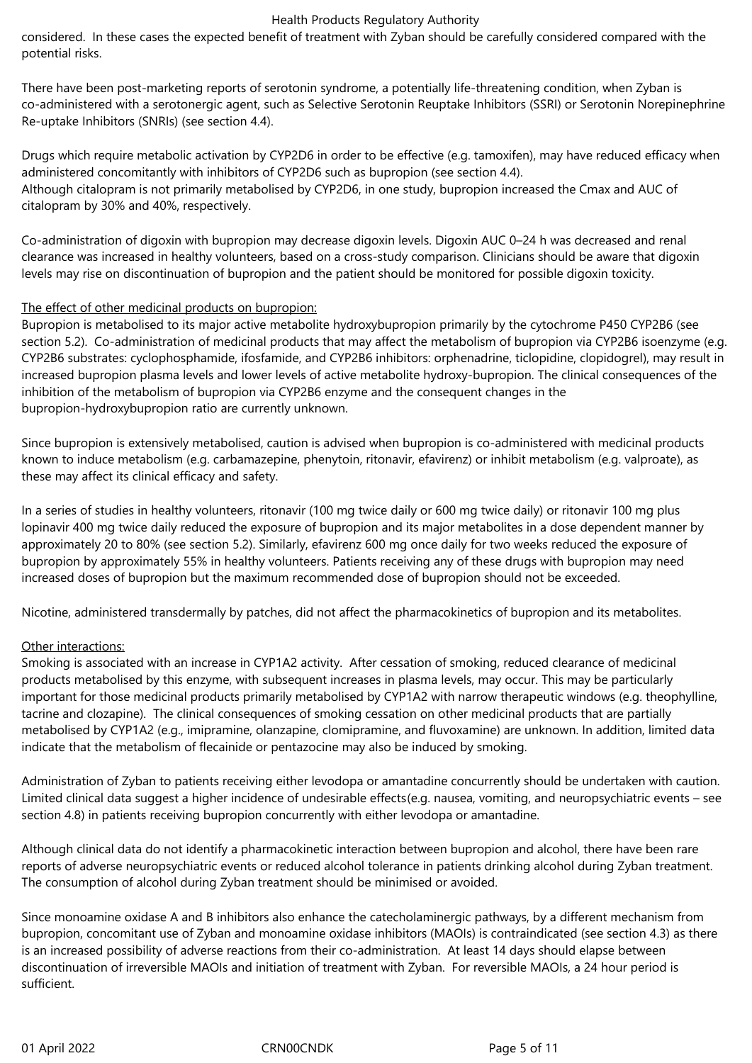considered. In these cases the expected benefit of treatment with Zyban should be carefully considered compared with the potential risks.

There have been post-marketing reports of serotonin syndrome, a potentially life-threatening condition, when Zyban is co-administered with a serotonergic agent, such as Selective Serotonin Reuptake Inhibitors (SSRI) or Serotonin Norepinephrine Re-uptake Inhibitors (SNRIs) (see section 4.4).

Drugs which require metabolic activation by CYP2D6 in order to be effective (e.g. tamoxifen), may have reduced efficacy when administered concomitantly with inhibitors of CYP2D6 such as bupropion (see section 4.4).
Although citalopram is not primarily metabolised by CYP2D6, in one study, bupropion increased the Cmax and AUC of citalopram by 30% and 40%, respectively.

Co-administration of digoxin with bupropion may decrease digoxin levels. Digoxin AUC 0–24 h was decreased and renal clearance was increased in healthy volunteers, based on a cross-study comparison. Clinicians should be aware that digoxin levels may rise on discontinuation of bupropion and the patient should be monitored for possible digoxin toxicity.

The effect of other medicinal products on bupropion:
Bupropion is metabolised to its major active metabolite hydroxybupropion primarily by the cytochrome P450 CYP2B6 (see section 5.2). Co-administration of medicinal products that may affect the metabolism of bupropion via CYP2B6 isoenzyme (e.g. CYP2B6 substrates: cyclophosphamide, ifosfamide, and CYP2B6 inhibitors: orphenadrine, ticlopidine, clopidogrel), may result in increased bupropion plasma levels and lower levels of active metabolite hydroxy-bupropion. The clinical consequences of the inhibition of the metabolism of bupropion via CYP2B6 enzyme and the consequent changes in the bupropion-hydroxybupropion ratio are currently unknown.

Since bupropion is extensively metabolised, caution is advised when bupropion is co-administered with medicinal products known to induce metabolism (e.g. carbamazepine, phenytoin, ritonavir, efavirenz) or inhibit metabolism (e.g. valproate), as these may affect its clinical efficacy and safety.

In a series of studies in healthy volunteers, ritonavir (100 mg twice daily or 600 mg twice daily) or ritonavir 100 mg plus lopinavir 400 mg twice daily reduced the exposure of bupropion and its major metabolites in a dose dependent manner by approximately 20 to 80% (see section 5.2). Similarly, efavirenz 600 mg once daily for two weeks reduced the exposure of bupropion by approximately 55% in healthy volunteers. Patients receiving any of these drugs with bupropion may need increased doses of bupropion but the maximum recommended dose of bupropion should not be exceeded.

Nicotine, administered transdermally by patches, did not affect the pharmacokinetics of bupropion and its metabolites.

Other interactions:
Smoking is associated with an increase in CYP1A2 activity. After cessation of smoking, reduced clearance of medicinal products metabolised by this enzyme, with subsequent increases in plasma levels, may occur. This may be particularly important for those medicinal products primarily metabolised by CYP1A2 with narrow therapeutic windows (e.g. theophylline, tacrine and clozapine). The clinical consequences of smoking cessation on other medicinal products that are partially metabolised by CYP1A2 (e.g., imipramine, olanzapine, clomipramine, and fluvoxamine) are unknown. In addition, limited data indicate that the metabolism of flecainide or pentazocine may also be induced by smoking.

Administration of Zyban to patients receiving either levodopa or amantadine concurrently should be undertaken with caution. Limited clinical data suggest a higher incidence of undesirable effects(e.g. nausea, vomiting, and neuropsychiatric events – see section 4.8) in patients receiving bupropion concurrently with either levodopa or amantadine.

Although clinical data do not identify a pharmacokinetic interaction between bupropion and alcohol, there have been rare reports of adverse neuropsychiatric events or reduced alcohol tolerance in patients drinking alcohol during Zyban treatment. The consumption of alcohol during Zyban treatment should be minimised or avoided.

Since monoamine oxidase A and B inhibitors also enhance the catecholaminergic pathways, by a different mechanism from bupropion, concomitant use of Zyban and monoamine oxidase inhibitors (MAOIs) is contraindicated (see section 4.3) as there is an increased possibility of adverse reactions from their co-administration. At least 14 days should elapse between discontinuation of irreversible MAOIs and initiation of treatment with Zyban. For reversible MAOIs, a 24 hour period is sufficient.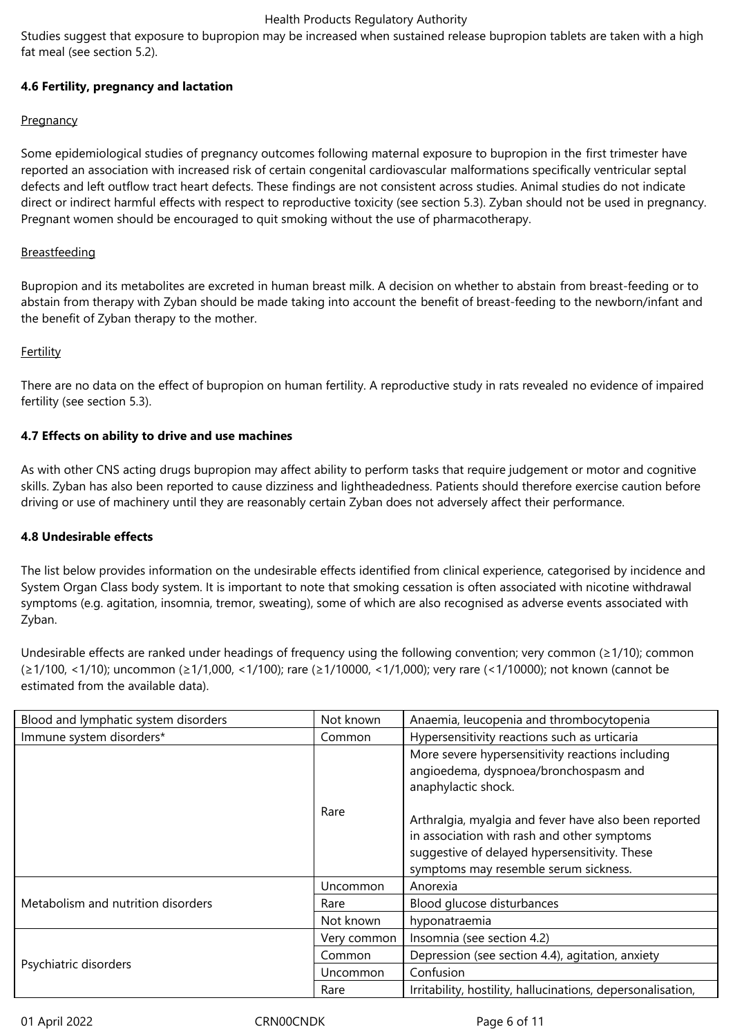Studies suggest that exposure to bupropion may be increased when sustained release bupropion tablets are taken with a high fat meal (see section 5.2).

**4.6 Fertility, pregnancy and lactation**

Pregnancy

Some epidemiological studies of pregnancy outcomes following maternal exposure to bupropion in the first trimester have reported an association with increased risk of certain congenital cardiovascular malformations specifically ventricular septal defects and left outflow tract heart defects. These findings are not consistent across studies. Animal studies do not indicate direct or indirect harmful effects with respect to reproductive toxicity (see section 5.3). Zyban should not be used in pregnancy. Pregnant women should be encouraged to quit smoking without the use of pharmacotherapy.

Breastfeeding

Bupropion and its metabolites are excreted in human breast milk. A decision on whether to abstain from breast-feeding or to abstain from therapy with Zyban should be made taking into account the benefit of breast-feeding to the newborn/infant and the benefit of Zyban therapy to the mother.

Fertility

There are no data on the effect of bupropion on human fertility. A reproductive study in rats revealed no evidence of impaired fertility (see section 5.3).

**4.7 Effects on ability to drive and use machines**

As with other CNS acting drugs bupropion may affect ability to perform tasks that require judgement or motor and cognitive skills. Zyban has also been reported to cause dizziness and lightheadedness. Patients should therefore exercise caution before driving or use of machinery until they are reasonably certain Zyban does not adversely affect their performance.

**4.8 Undesirable effects**

The list below provides information on the undesirable effects identified from clinical experience, categorised by incidence and System Organ Class body system. It is important to note that smoking cessation is often associated with nicotine withdrawal symptoms (e.g. agitation, insomnia, tremor, sweating), some of which are also recognised as adverse events associated with Zyban.

Undesirable effects are ranked under headings of frequency using the following convention; very common (≥1/10); common (≥1/100, <1/10); uncommon (≥1/1,000, <1/100); rare (≥1/10000, <1/1,000); very rare (<1/10000); not known (cannot be estimated from the available data).

| System Organ Class | Frequency | Undesirable effect |
|---|---|---|
| Blood and lymphatic system disorders | Not known | Anaemia, leucopenia and thrombocytopenia |
| Immune system disorders* | Common | Hypersensitivity reactions such as urticaria |
| | Rare | More severe hypersensitivity reactions including angioedema, dyspnoea/bronchospasm and anaphylactic shock.<br><br>Arthralgia, myalgia and fever have also been reported in association with rash and other symptoms suggestive of delayed hypersensitivity. These symptoms may resemble serum sickness. |
| Metabolism and nutrition disorders | Uncommon | Anorexia |
| | Rare | Blood glucose disturbances |
| | Not known | hyponatraemia |
| Psychiatric disorders | Very common | Insomnia (see section 4.2) |
| | Common | Depression (see section 4.4), agitation, anxiety |
| | Uncommon | Confusion |
| | Rare | Irritability, hostility, hallucinations, depersonalisation, |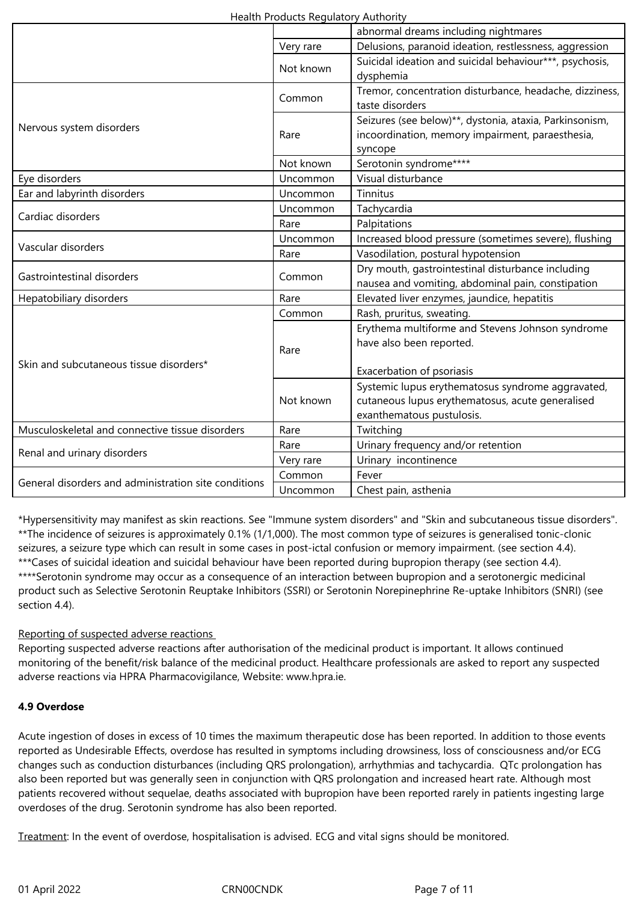| | | |
|---|---|---|
| | | abnormal dreams including nightmares |
| | Very rare | Delusions, paranoid ideation, restlessness, aggression |
| | Not known | Suicidal ideation and suicidal behaviour***, psychosis, dysphemia |
| Nervous system disorders | Common | Tremor, concentration disturbance, headache, dizziness, taste disorders |
| | Rare | Seizures (see below)**, dystonia, ataxia, Parkinsonism, incoordination, memory impairment, paraesthesia, syncope |
| | Not known | Serotonin syndrome**** |
| Eye disorders | Uncommon | Visual disturbance |
| Ear and labyrinth disorders | Uncommon | Tinnitus |
| Cardiac disorders | Uncommon | Tachycardia |
| | Rare | Palpitations |
| Vascular disorders | Uncommon | Increased blood pressure (sometimes severe), flushing |
| | Rare | Vasodilation, postural hypotension |
| Gastrointestinal disorders | Common | Dry mouth, gastrointestinal disturbance including nausea and vomiting, abdominal pain, constipation |
| Hepatobiliary disorders | Rare | Elevated liver enzymes, jaundice, hepatitis |
| Skin and subcutaneous tissue disorders* | Common | Rash, pruritus, sweating. |
| | Rare | Erythema multiforme and Stevens Johnson syndrome have also been reported.<br><br>Exacerbation of psoriasis |
| | Not known | Systemic lupus erythematosus syndrome aggravated, cutaneous lupus erythematosus, acute generalised exanthematous pustulosis. |
| Musculoskeletal and connective tissue disorders | Rare | Twitching |
| Renal and urinary disorders | Rare | Urinary frequency and/or retention |
| | Very rare | Urinary incontinence |
| General disorders and administration site conditions | Common | Fever |
| | Uncommon | Chest pain, asthenia |

*Hypersensitivity may manifest as skin reactions. See "Immune system disorders" and "Skin and subcutaneous tissue disorders".
**The incidence of seizures is approximately 0.1% (1/1,000). The most common type of seizures is generalised tonic-clonic seizures, a seizure type which can result in some cases in post-ictal confusion or memory impairment. (see section 4.4).
***Cases of suicidal ideation and suicidal behaviour have been reported during bupropion therapy (see section 4.4).
****Serotonin syndrome may occur as a consequence of an interaction between bupropion and a serotonergic medicinal product such as Selective Serotonin Reuptake Inhibitors (SSRI) or Serotonin Norepinephrine Re-uptake Inhibitors (SNRI) (see section 4.4).

Reporting of suspected adverse reactions

Reporting suspected adverse reactions after authorisation of the medicinal product is important. It allows continued monitoring of the benefit/risk balance of the medicinal product. Healthcare professionals are asked to report any suspected adverse reactions via HPRA Pharmacovigilance, Website: www.hpra.ie.

**4.9 Overdose**

Acute ingestion of doses in excess of 10 times the maximum therapeutic dose has been reported. In addition to those events reported as Undesirable Effects, overdose has resulted in symptoms including drowsiness, loss of consciousness and/or ECG changes such as conduction disturbances (including QRS prolongation), arrhythmias and tachycardia. QTc prolongation has also been reported but was generally seen in conjunction with QRS prolongation and increased heart rate. Although most patients recovered without sequelae, deaths associated with bupropion have been reported rarely in patients ingesting large overdoses of the drug. Serotonin syndrome has also been reported.

Treatment: In the event of overdose, hospitalisation is advised. ECG and vital signs should be monitored.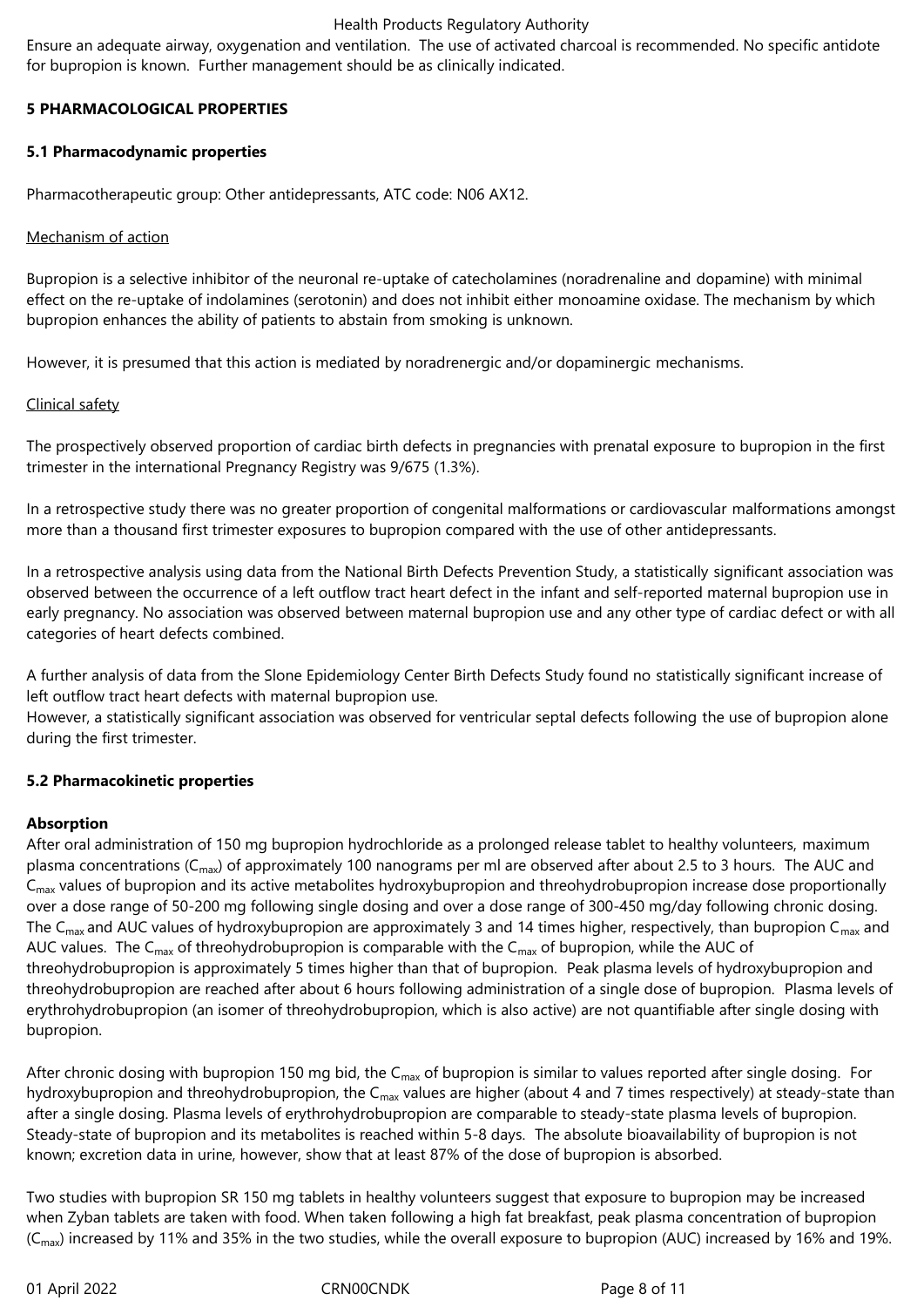Ensure an adequate airway, oxygenation and ventilation. The use of activated charcoal is recommended. No specific antidote for bupropion is known. Further management should be as clinically indicated.

## 5 PHARMACOLOGICAL PROPERTIES

### 5.1 Pharmacodynamic properties

Pharmacotherapeutic group: Other antidepressants, ATC code: N06 AX12.

Mechanism of action

Bupropion is a selective inhibitor of the neuronal re-uptake of catecholamines (noradrenaline and dopamine) with minimal effect on the re-uptake of indolamines (serotonin) and does not inhibit either monoamine oxidase. The mechanism by which bupropion enhances the ability of patients to abstain from smoking is unknown.

However, it is presumed that this action is mediated by noradrenergic and/or dopaminergic mechanisms.

Clinical safety

The prospectively observed proportion of cardiac birth defects in pregnancies with prenatal exposure to bupropion in the first trimester in the international Pregnancy Registry was 9/675 (1.3%).

In a retrospective study there was no greater proportion of congenital malformations or cardiovascular malformations amongst more than a thousand first trimester exposures to bupropion compared with the use of other antidepressants.

In a retrospective analysis using data from the National Birth Defects Prevention Study, a statistically significant association was observed between the occurrence of a left outflow tract heart defect in the infant and self-reported maternal bupropion use in early pregnancy. No association was observed between maternal bupropion use and any other type of cardiac defect or with all categories of heart defects combined.

A further analysis of data from the Slone Epidemiology Center Birth Defects Study found no statistically significant increase of left outflow tract heart defects with maternal bupropion use.
However, a statistically significant association was observed for ventricular septal defects following the use of bupropion alone during the first trimester.

### 5.2 Pharmacokinetic properties

**Absorption**
After oral administration of 150 mg bupropion hydrochloride as a prolonged release tablet to healthy volunteers, maximum plasma concentrations ($C_{max}$) of approximately 100 nanograms per ml are observed after about 2.5 to 3 hours. The AUC and $C_{max}$ values of bupropion and its active metabolites hydroxybupropion and threohydrobupropion increase dose proportionally over a dose range of 50-200 mg following single dosing and over a dose range of 300-450 mg/day following chronic dosing. The $C_{max}$ and AUC values of hydroxybupropion are approximately 3 and 14 times higher, respectively, than bupropion $C_{max}$ and AUC values. The $C_{max}$ of threohydrobupropion is comparable with the $C_{max}$ of bupropion, while the AUC of threohydrobupropion is approximately 5 times higher than that of bupropion. Peak plasma levels of hydroxybupropion and threohydrobupropion are reached after about 6 hours following administration of a single dose of bupropion. Plasma levels of erythrohydrobupropion (an isomer of threohydrobupropion, which is also active) are not quantifiable after single dosing with bupropion.

After chronic dosing with bupropion 150 mg bid, the $C_{max}$ of bupropion is similar to values reported after single dosing. For hydroxybupropion and threohydrobupropion, the $C_{max}$ values are higher (about 4 and 7 times respectively) at steady-state than after a single dosing. Plasma levels of erythrohydrobupropion are comparable to steady-state plasma levels of bupropion. Steady-state of bupropion and its metabolites is reached within 5-8 days. The absolute bioavailability of bupropion is not known; excretion data in urine, however, show that at least 87% of the dose of bupropion is absorbed.

Two studies with bupropion SR 150 mg tablets in healthy volunteers suggest that exposure to bupropion may be increased when Zyban tablets are taken with food. When taken following a high fat breakfast, peak plasma concentration of bupropion ($C_{max}$) increased by 11% and 35% in the two studies, while the overall exposure to bupropion (AUC) increased by 16% and 19%.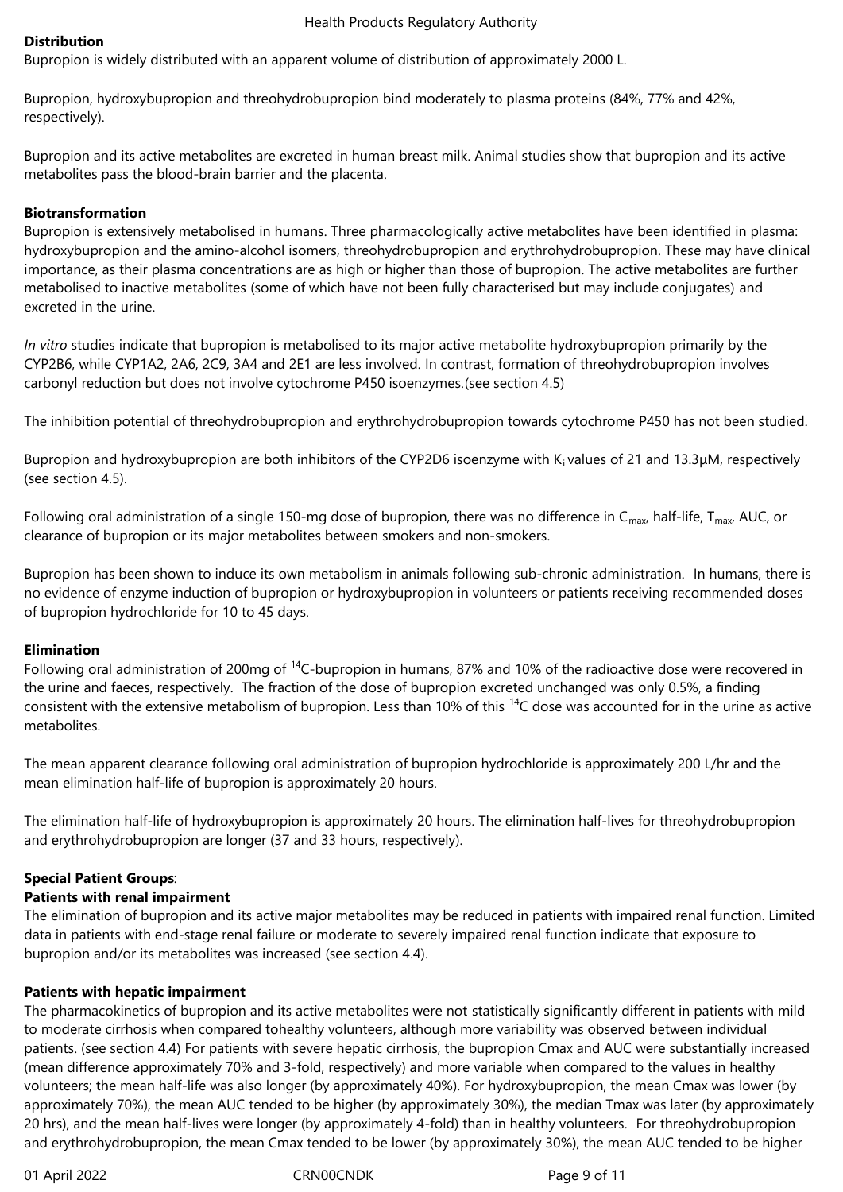**Distribution**

Bupropion is widely distributed with an apparent volume of distribution of approximately 2000 L.

Bupropion, hydroxybupropion and threohydrobupropion bind moderately to plasma proteins (84%, 77% and 42%, respectively).

Bupropion and its active metabolites are excreted in human breast milk. Animal studies show that bupropion and its active metabolites pass the blood-brain barrier and the placenta.

**Biotransformation**

Bupropion is extensively metabolised in humans. Three pharmacologically active metabolites have been identified in plasma: hydroxybupropion and the amino-alcohol isomers, threohydrobupropion and erythrohydrobupropion. These may have clinical importance, as their plasma concentrations are as high or higher than those of bupropion. The active metabolites are further metabolised to inactive metabolites (some of which have not been fully characterised but may include conjugates) and excreted in the urine.

*In vitro* studies indicate that bupropion is metabolised to its major active metabolite hydroxybupropion primarily by the CYP2B6, while CYP1A2, 2A6, 2C9, 3A4 and 2E1 are less involved. In contrast, formation of threohydrobupropion involves carbonyl reduction but does not involve cytochrome P450 isoenzymes.(see section 4.5)

The inhibition potential of threohydrobupropion and erythrohydrobupropion towards cytochrome P450 has not been studied.

Bupropion and hydroxybupropion are both inhibitors of the CYP2D6 isoenzyme with $K_i$ values of 21 and 13.3µM, respectively (see section 4.5).

Following oral administration of a single 150-mg dose of bupropion, there was no difference in $C_{max}$, half-life, $T_{max}$, AUC, or clearance of bupropion or its major metabolites between smokers and non-smokers.

Bupropion has been shown to induce its own metabolism in animals following sub-chronic administration. In humans, there is no evidence of enzyme induction of bupropion or hydroxybupropion in volunteers or patients receiving recommended doses of bupropion hydrochloride for 10 to 45 days.

**Elimination**

Following oral administration of 200mg of $^{14}$C-bupropion in humans, 87% and 10% of the radioactive dose were recovered in the urine and faeces, respectively. The fraction of the dose of bupropion excreted unchanged was only 0.5%, a finding consistent with the extensive metabolism of bupropion. Less than 10% of this $^{14}$C dose was accounted for in the urine as active metabolites.

The mean apparent clearance following oral administration of bupropion hydrochloride is approximately 200 L/hr and the mean elimination half-life of bupropion is approximately 20 hours.

The elimination half-life of hydroxybupropion is approximately 20 hours. The elimination half-lives for threohydrobupropion and erythrohydrobupropion are longer (37 and 33 hours, respectively).

**Special Patient Groups**:

**Patients with renal impairment**

The elimination of bupropion and its active major metabolites may be reduced in patients with impaired renal function. Limited data in patients with end-stage renal failure or moderate to severely impaired renal function indicate that exposure to bupropion and/or its metabolites was increased (see section 4.4).

**Patients with hepatic impairment**

The pharmacokinetics of bupropion and its active metabolites were not statistically significantly different in patients with mild to moderate cirrhosis when compared tohealthy volunteers, although more variability was observed between individual patients. (see section 4.4) For patients with severe hepatic cirrhosis, the bupropion Cmax and AUC were substantially increased (mean difference approximately 70% and 3-fold, respectively) and more variable when compared to the values in healthy volunteers; the mean half-life was also longer (by approximately 40%). For hydroxybupropion, the mean Cmax was lower (by approximately 70%), the mean AUC tended to be higher (by approximately 30%), the median Tmax was later (by approximately 20 hrs), and the mean half-lives were longer (by approximately 4-fold) than in healthy volunteers. For threohydrobupropion and erythrohydrobupropion, the mean Cmax tended to be lower (by approximately 30%), the mean AUC tended to be higher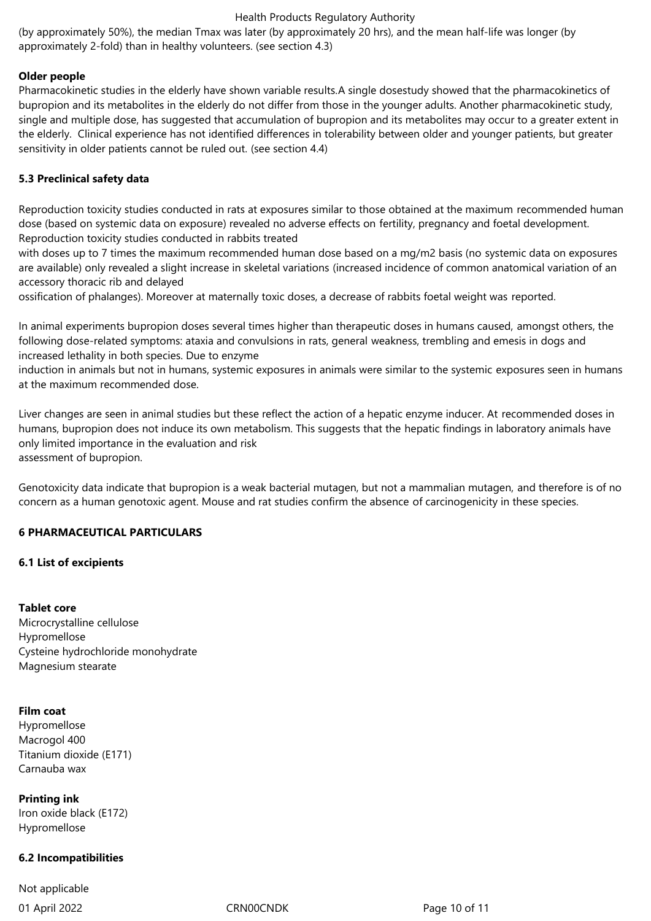(by approximately 50%), the median Tmax was later (by approximately 20 hrs), and the mean half-life was longer (by approximately 2-fold) than in healthy volunteers. (see section 4.3)

**Older people**

Pharmacokinetic studies in the elderly have shown variable results.A single dosestudy showed that the pharmacokinetics of bupropion and its metabolites in the elderly do not differ from those in the younger adults. Another pharmacokinetic study, single and multiple dose, has suggested that accumulation of bupropion and its metabolites may occur to a greater extent in the elderly. Clinical experience has not identified differences in tolerability between older and younger patients, but greater sensitivity in older patients cannot be ruled out. (see section 4.4)

### 5.3 Preclinical safety data

Reproduction toxicity studies conducted in rats at exposures similar to those obtained at the maximum recommended human dose (based on systemic data on exposure) revealed no adverse effects on fertility, pregnancy and foetal development. Reproduction toxicity studies conducted in rabbits treated with doses up to 7 times the maximum recommended human dose based on a mg/m2 basis (no systemic data on exposures are available) only revealed a slight increase in skeletal variations (increased incidence of common anatomical variation of an accessory thoracic rib and delayed ossification of phalanges). Moreover at maternally toxic doses, a decrease of rabbits foetal weight was reported.

In animal experiments bupropion doses several times higher than therapeutic doses in humans caused, amongst others, the following dose-related symptoms: ataxia and convulsions in rats, general weakness, trembling and emesis in dogs and increased lethality in both species. Due to enzyme induction in animals but not in humans, systemic exposures in animals were similar to the systemic exposures seen in humans at the maximum recommended dose.

Liver changes are seen in animal studies but these reflect the action of a hepatic enzyme inducer. At recommended doses in humans, bupropion does not induce its own metabolism. This suggests that the hepatic findings in laboratory animals have only limited importance in the evaluation and risk assessment of bupropion.

Genotoxicity data indicate that bupropion is a weak bacterial mutagen, but not a mammalian mutagen, and therefore is of no concern as a human genotoxic agent. Mouse and rat studies confirm the absence of carcinogenicity in these species.

## 6 PHARMACEUTICAL PARTICULARS

### 6.1 List of excipients

**Tablet core**

Microcrystalline cellulose
Hypromellose
Cysteine hydrochloride monohydrate
Magnesium stearate

**Film coat**

Hypromellose
Macrogol 400
Titanium dioxide (E171)
Carnauba wax

**Printing ink**

Iron oxide black (E172)
Hypromellose

### 6.2 Incompatibilities

Not applicable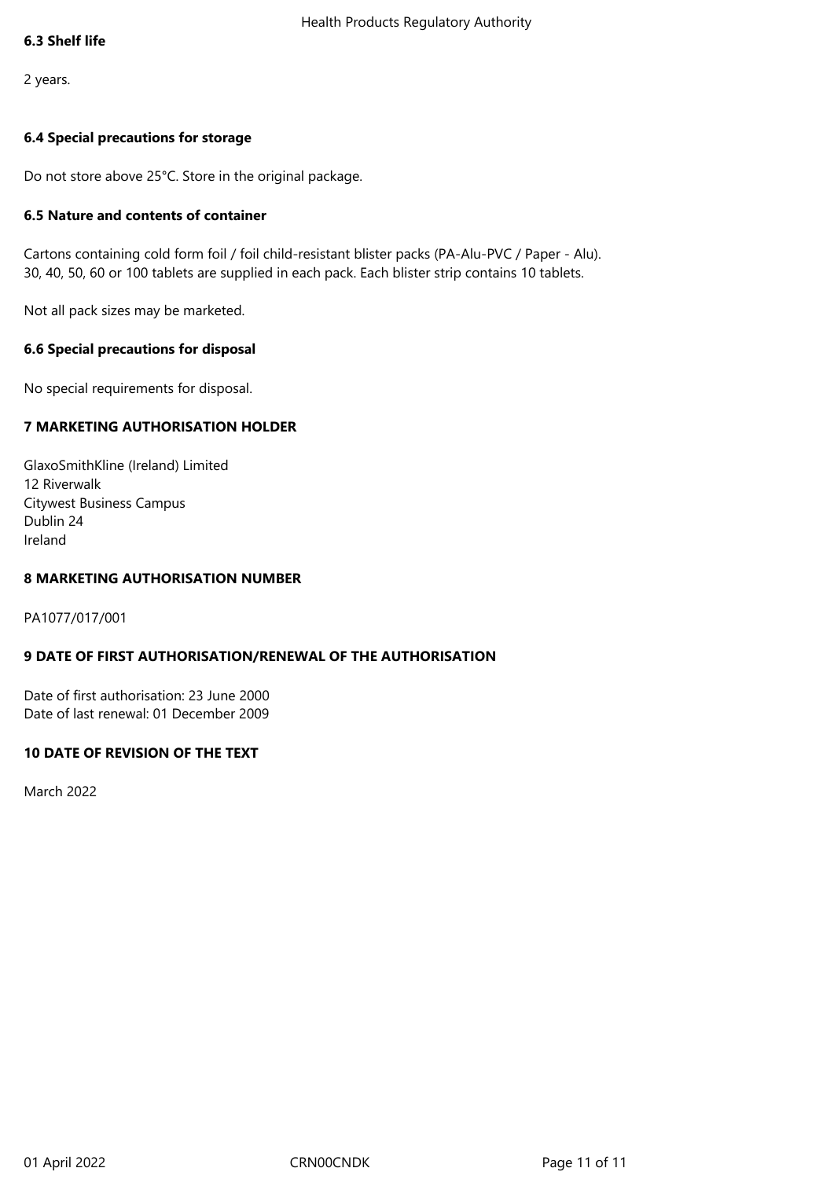### 6.3 Shelf life

2 years.

### 6.4 Special precautions for storage

Do not store above 25°C. Store in the original package.

### 6.5 Nature and contents of container

Cartons containing cold form foil / foil child-resistant blister packs (PA-Alu-PVC / Paper - Alu).
30, 40, 50, 60 or 100 tablets are supplied in each pack. Each blister strip contains 10 tablets.

Not all pack sizes may be marketed.

### 6.6 Special precautions for disposal

No special requirements for disposal.

## 7 MARKETING AUTHORISATION HOLDER

GlaxoSmithKline (Ireland) Limited
12 Riverwalk
Citywest Business Campus
Dublin 24
Ireland

## 8 MARKETING AUTHORISATION NUMBER

PA1077/017/001

## 9 DATE OF FIRST AUTHORISATION/RENEWAL OF THE AUTHORISATION

Date of first authorisation: 23 June 2000
Date of last renewal: 01 December 2009

## 10 DATE OF REVISION OF THE TEXT

March 2022